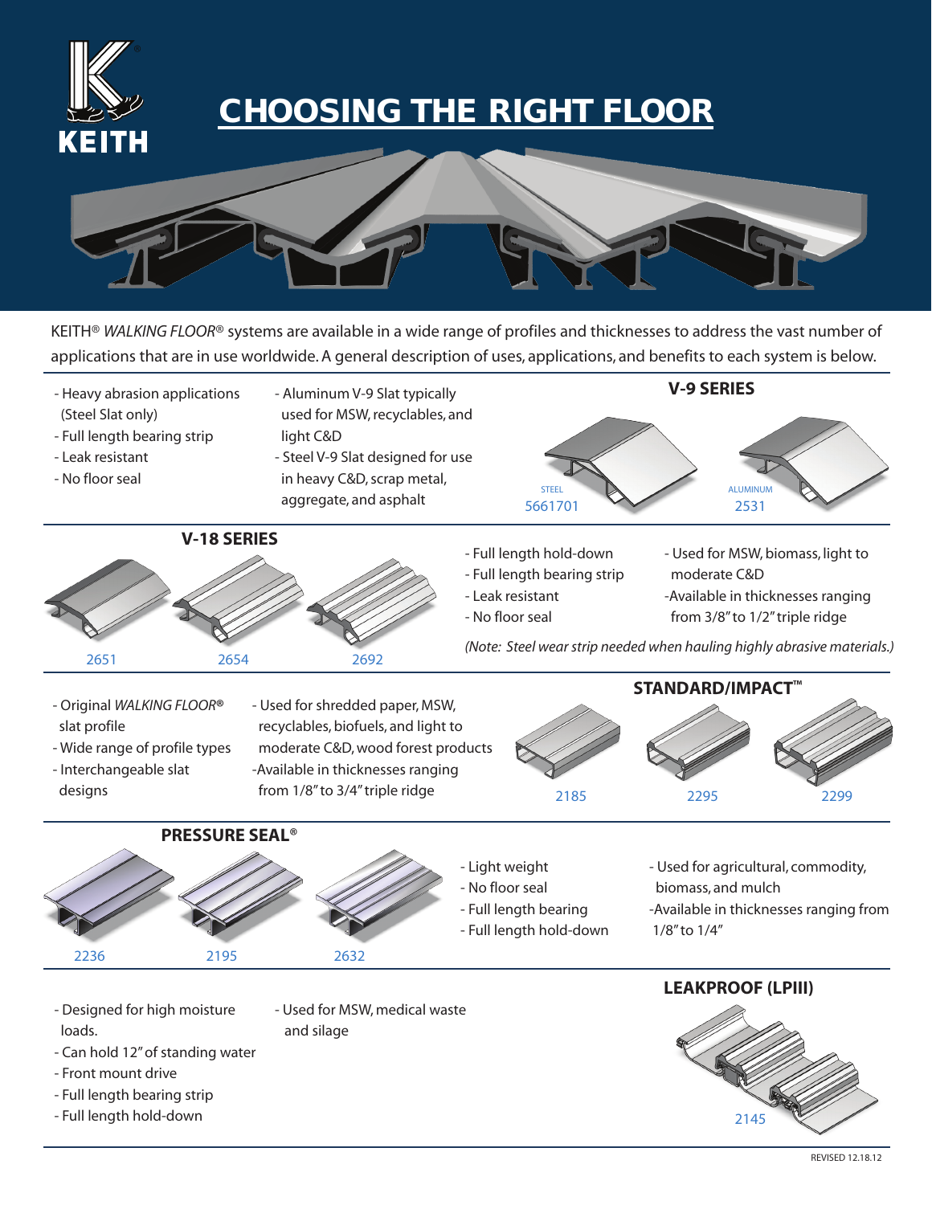KEITH

# CHOOSING THE RIGHT FLOOR

KEITH® *WALKING FLOOR*® systems are available in a wide range of profiles and thicknesses to address the vast number of applications that are in use worldwide. A general description of uses, applications, and benefits to each system is below.

## V-9 SERIES

- Heavy abrasion applications (Steel Slat only)
- Full length bearing strip
- Leak resistant
- No floor seal

- Aluminum V-9 Slat typically used for MSW, recyclables, and light C&D
- Steel V-9 Slat designed for use in heavy C&D, scrap metal, aggregate, and asphalt

STEEL 5661701

ALUMINUM 2531

## V-18 SERIES

2651 2654 2692

- Full length hold-down
- Full length bearing strip
- Leak resistant
- No floor seal

- Used for MSW, biomass, light to moderate C&D
- Available in thicknesses ranging from 3/8" to 1/2" triple ridge

*(Note: Steel wear strip needed when hauling highly abrasive materials.)*

## STANDARD/IMPACT™

- Original *WALKING FLOOR*® slat profile
- Wide range of profile types
- Interchangeable slat designs

- Used for shredded paper, MSW, recyclables, biofuels, and light to moderate C&D, wood forest products
- Available in thicknesses ranging from 1/8" to 3/4" triple ridge

2185 2295 2299

## PRESSURE SEAL®

2236 2195 2632

- Light weight
- No floor seal
- Full length bearing
- Full length hold-down

- Used for agricultural, commodity, biomass, and mulch
- Available in thicknesses ranging from 1/8" to 1/4"

## LEAKPROOF (LPIII)

- Designed for high moisture loads.
- Can hold 12" of standing water
- Front mount drive
- Full length bearing strip
- Full length hold-down

- Used for MSW, medical waste and silage

2145

REVISED 12.18.12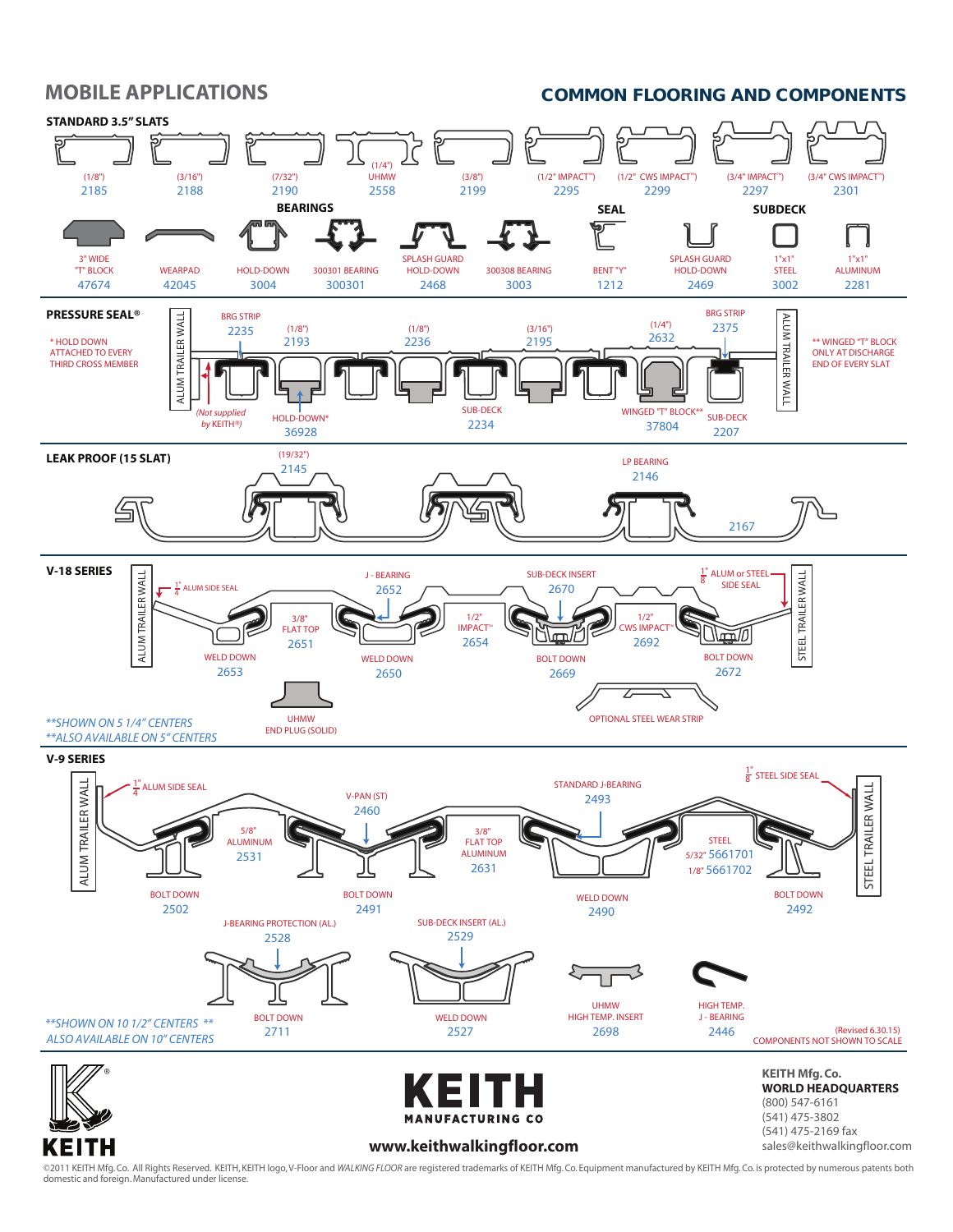# MOBILE APPLICATIONS

## COMMON FLOORING AND COMPONENTS

### STANDARD 3.5" SLATS

(1/8") 2185

(3/16") 2188

(7/32") 2190

(1/4") UHMW 2558

(3/8") 2199

(1/2" IMPACT™) 2295

(1/2" CWS IMPACT™) 2299

(3/4" IMPACT™) 2297

(3/4" CWS IMPACT™) 2301

### BEARINGS

3" WIDE "T" BLOCK 47674

WEARPAD 42045

HOLD-DOWN 3004

300301 BEARING 300301

SPLASH GUARD HOLD-DOWN 2468

300308 BEARING 3003

### SEAL

BENT "Y" 1212

### SUBDECK

SPLASH GUARD HOLD-DOWN 2469

1"x1" STEEL 3002

1"x1" ALUMINUM 2281

### PRESSURE SEAL®

* HOLD DOWN ATTACHED TO EVERY THIRD CROSS MEMBER

ALUM TRAILER WALL

BRG STRIP 2235

(1/8") 2193

(1/8") 2236

(3/16") 2195

(1/4") 2632

BRG STRIP 2375

ALUM TRAILER WALL

** WINGED "T" BLOCK ONLY AT DISCHARGE END OF EVERY SLAT

(Not supplied by KEITH®)

HOLD-DOWN* 36928

SUB-DECK 2234

WINGED "T" BLOCK** 37804

SUB-DECK 2207

### LEAK PROOF (15 SLAT)

(19/32") 2145

LP BEARING 2146

2167

### V-18 SERIES

ALUM TRAILER WALL

$\frac{1}{4}$" ALUM SIDE SEAL

J - BEARING 2652

SUB-DECK INSERT 2670

$\frac{1}{8}$" ALUM or STEEL SIDE SEAL

STEEL TRAILER WALL

3/8" FLAT TOP 2651

1/2" IMPACT™ 2654

1/2" CWS IMPACT™ 2692

WELD DOWN 2653

WELD DOWN 2650

BOLT DOWN 2669

BOLT DOWN 2672

UHMW END PLUG (SOLID)

OPTIONAL STEEL WEAR STRIP

*\*\*SHOWN ON 5 1/4" CENTERS*

*\*\*ALSO AVAILABLE ON 5" CENTERS*

### V-9 SERIES

ALUM TRAILER WALL

$\frac{1}{4}$" ALUM SIDE SEAL

V-PAN (ST) 2460

STANDARD J-BEARING 2493

$\frac{1}{8}$" STEEL SIDE SEAL

STEEL TRAILER WALL

5/8" ALUMINUM 2531

3/8" FLAT TOP ALUMINUM 2631

STEEL 5/32" 5661701 1/8" 5661702

BOLT DOWN 2502

BOLT DOWN 2491

WELD DOWN 2490

BOLT DOWN 2492

J-BEARING PROTECTION (AL.) 2528

SUB-DECK INSERT (AL.) 2529

*\*\*SHOWN ON 10 1/2" CENTERS \*\* ALSO AVAILABLE ON 10" CENTERS*

BOLT DOWN 2711

WELD DOWN 2527

UHMW HIGH TEMP. INSERT 2698

HIGH TEMP. J - BEARING 2446

(Revised 6.30.15) COMPONENTS NOT SHOWN TO SCALE

KEITH

KEITH MANUFACTURING CO

www.keithwalkingfloor.com

**KEITH Mfg. Co.**
**WORLD HEADQUARTERS**
(800) 547-6161
(541) 475-3802
(541) 475-2169 fax
sales@keithwalkingfloor.com

©2011 KEITH Mfg. Co. All Rights Reserved. KEITH, KEITH logo, V-Floor and *WALKING FLOOR* are registered trademarks of KEITH Mfg. Co. Equipment manufactured by KEITH Mfg. Co. is protected by numerous patents both domestic and foreign. Manufactured under license.